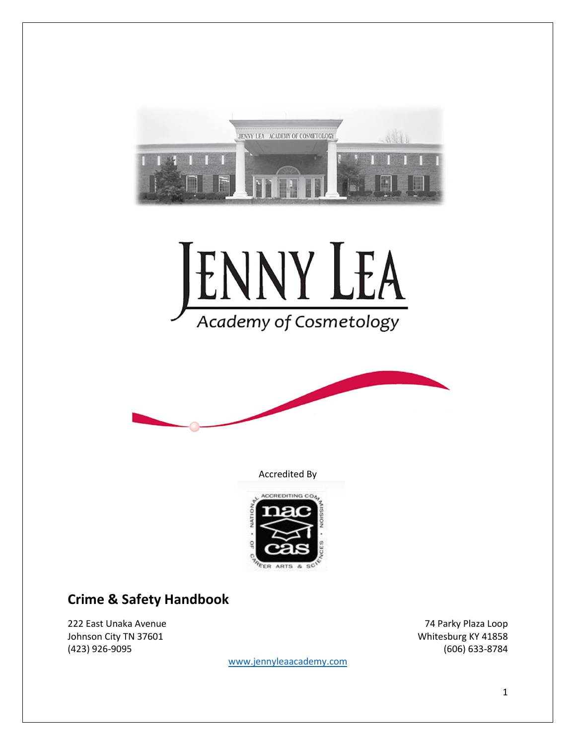# JENNY LEA

Academy of Cosmetology

Accredited By

## Crime & Safety Handbook

222 East Unaka Avenue
Johnson City TN 37601
(423) 926-9095

74 Parky Plaza Loop
Whitesburg KY 41858
(606) 633-8784

www.jennyleaacademy.com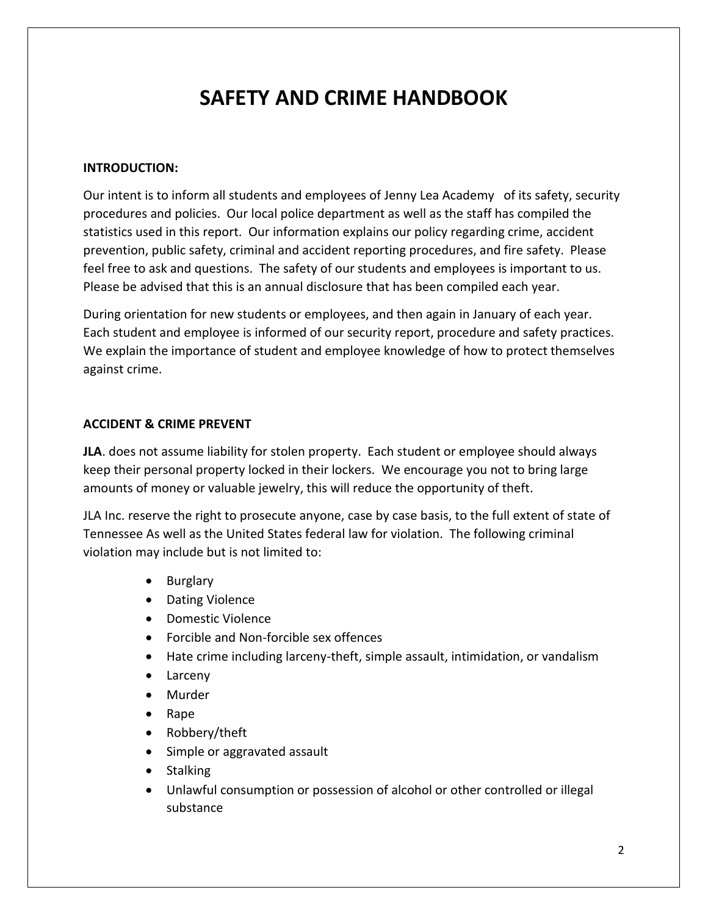# SAFETY AND CRIME HANDBOOK

**INTRODUCTION:**

Our intent is to inform all students and employees of Jenny Lea Academy of its safety, security procedures and policies. Our local police department as well as the staff has compiled the statistics used in this report. Our information explains our policy regarding crime, accident prevention, public safety, criminal and accident reporting procedures, and fire safety. Please feel free to ask and questions. The safety of our students and employees is important to us. Please be advised that this is an annual disclosure that has been compiled each year.

During orientation for new students or employees, and then again in January of each year. Each student and employee is informed of our security report, procedure and safety practices. We explain the importance of student and employee knowledge of how to protect themselves against crime.

**ACCIDENT & CRIME PREVENT**

**JLA**. does not assume liability for stolen property. Each student or employee should always keep their personal property locked in their lockers. We encourage you not to bring large amounts of money or valuable jewelry, this will reduce the opportunity of theft.

JLA Inc. reserve the right to prosecute anyone, case by case basis, to the full extent of state of Tennessee As well as the United States federal law for violation. The following criminal violation may include but is not limited to:

- Burglary
- Dating Violence
- Domestic Violence
- Forcible and Non-forcible sex offences
- Hate crime including larceny-theft, simple assault, intimidation, or vandalism
- Larceny
- Murder
- Rape
- Robbery/theft
- Simple or aggravated assault
- Stalking
- Unlawful consumption or possession of alcohol or other controlled or illegal substance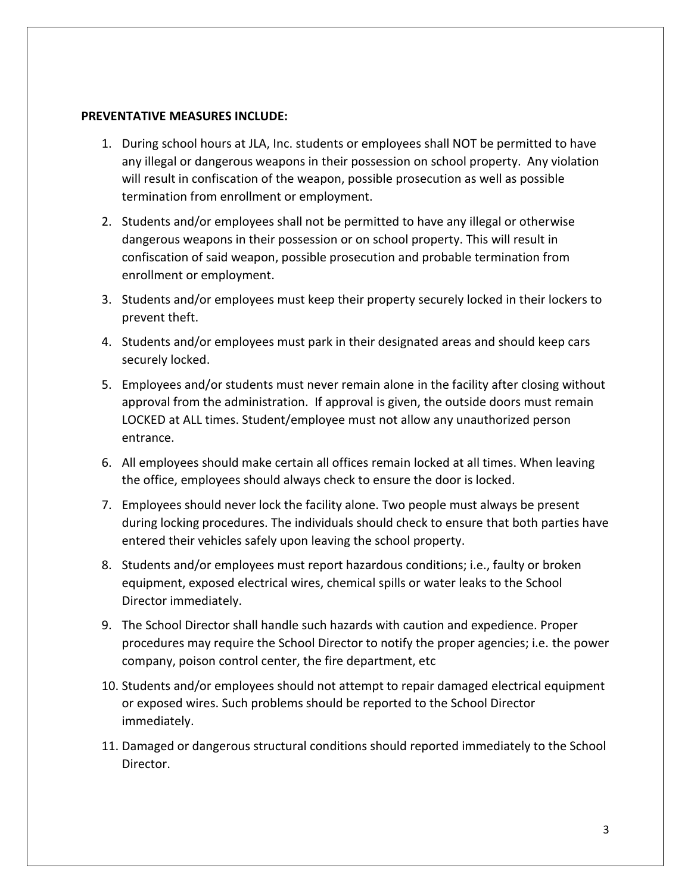**PREVENTATIVE MEASURES INCLUDE:**

1. During school hours at JLA, Inc. students or employees shall NOT be permitted to have any illegal or dangerous weapons in their possession on school property. Any violation will result in confiscation of the weapon, possible prosecution as well as possible termination from enrollment or employment.
2. Students and/or employees shall not be permitted to have any illegal or otherwise dangerous weapons in their possession or on school property. This will result in confiscation of said weapon, possible prosecution and probable termination from enrollment or employment.
3. Students and/or employees must keep their property securely locked in their lockers to prevent theft.
4. Students and/or employees must park in their designated areas and should keep cars securely locked.
5. Employees and/or students must never remain alone in the facility after closing without approval from the administration. If approval is given, the outside doors must remain LOCKED at ALL times. Student/employee must not allow any unauthorized person entrance.
6. All employees should make certain all offices remain locked at all times. When leaving the office, employees should always check to ensure the door is locked.
7. Employees should never lock the facility alone. Two people must always be present during locking procedures. The individuals should check to ensure that both parties have entered their vehicles safely upon leaving the school property.
8. Students and/or employees must report hazardous conditions; i.e., faulty or broken equipment, exposed electrical wires, chemical spills or water leaks to the School Director immediately.
9. The School Director shall handle such hazards with caution and expedience. Proper procedures may require the School Director to notify the proper agencies; i.e. the power company, poison control center, the fire department, etc
10. Students and/or employees should not attempt to repair damaged electrical equipment or exposed wires. Such problems should be reported to the School Director immediately.
11. Damaged or dangerous structural conditions should reported immediately to the School Director.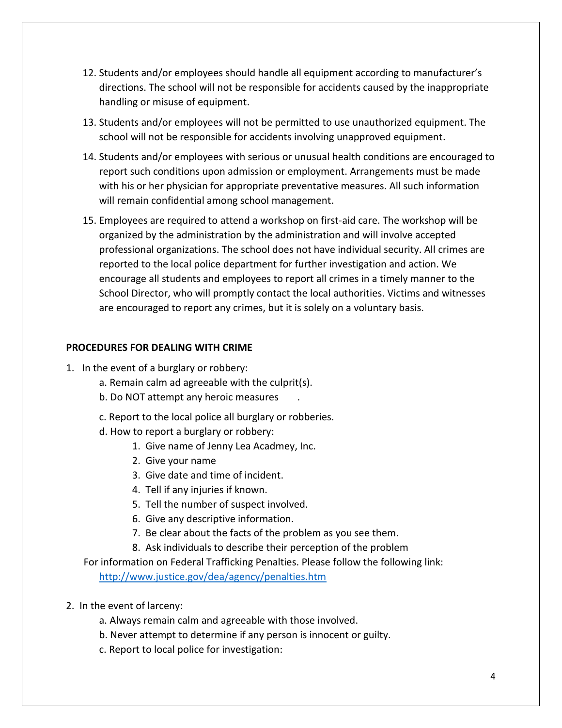12. Students and/or employees should handle all equipment according to manufacturer's directions. The school will not be responsible for accidents caused by the inappropriate handling or misuse of equipment.
13. Students and/or employees will not be permitted to use unauthorized equipment. The school will not be responsible for accidents involving unapproved equipment.
14. Students and/or employees with serious or unusual health conditions are encouraged to report such conditions upon admission or employment. Arrangements must be made with his or her physician for appropriate preventative measures. All such information will remain confidential among school management.
15. Employees are required to attend a workshop on first-aid care. The workshop will be organized by the administration by the administration and will involve accepted professional organizations. The school does not have individual security. All crimes are reported to the local police department for further investigation and action. We encourage all students and employees to report all crimes in a timely manner to the School Director, who will promptly contact the local authorities. Victims and witnesses are encouraged to report any crimes, but it is solely on a voluntary basis.

**PROCEDURES FOR DEALING WITH CRIME**

1. In the event of a burglary or robbery:
    a. Remain calm ad agreeable with the culprit(s).
    b. Do NOT attempt any heroic measures .
    c. Report to the local police all burglary or robberies.
    d. How to report a burglary or robbery:
        1. Give name of Jenny Lea Acadmey, Inc.
        2. Give your name
        3. Give date and time of incident.
        4. Tell if any injuries if known.
        5. Tell the number of suspect involved.
        6. Give any descriptive information.
        7. Be clear about the facts of the problem as you see them.
        8. Ask individuals to describe their perception of the problem

    For information on Federal Trafficking Penalties. Please follow the following link: http://www.justice.gov/dea/agency/penalties.htm

2. In the event of larceny:
    a. Always remain calm and agreeable with those involved.
    b. Never attempt to determine if any person is innocent or guilty.
    c. Report to local police for investigation: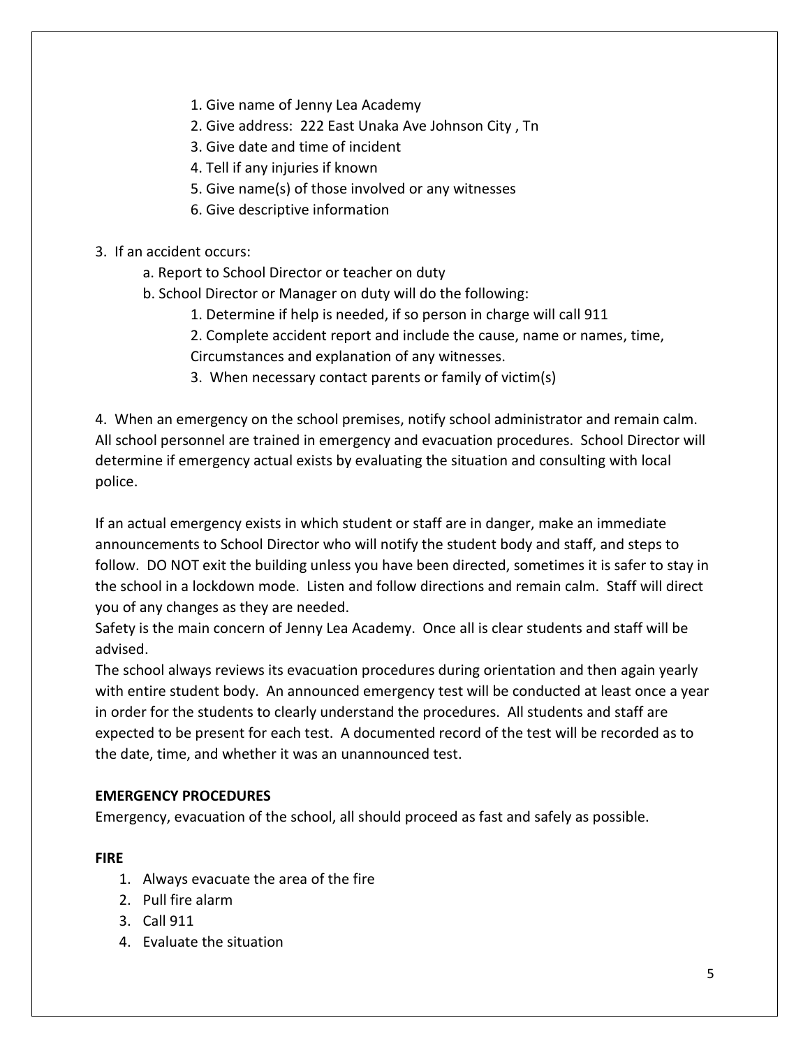1. Give name of Jenny Lea Academy
2. Give address: 222 East Unaka Ave Johnson City , Tn
3. Give date and time of incident
4. Tell if any injuries if known
5. Give name(s) of those involved or any witnesses
6. Give descriptive information

3. If an accident occurs:

   a. Report to School Director or teacher on duty

   b. School Director or Manager on duty will do the following:

      1. Determine if help is needed, if so person in charge will call 911
      2. Complete accident report and include the cause, name or names, time, Circumstances and explanation of any witnesses.
      3. When necessary contact parents or family of victim(s)

4. When an emergency on the school premises, notify school administrator and remain calm. All school personnel are trained in emergency and evacuation procedures. School Director will determine if emergency actual exists by evaluating the situation and consulting with local police.

If an actual emergency exists in which student or staff are in danger, make an immediate announcements to School Director who will notify the student body and staff, and steps to follow. DO NOT exit the building unless you have been directed, sometimes it is safer to stay in the school in a lockdown mode. Listen and follow directions and remain calm. Staff will direct you of any changes as they are needed.

Safety is the main concern of Jenny Lea Academy. Once all is clear students and staff will be advised.

The school always reviews its evacuation procedures during orientation and then again yearly with entire student body. An announced emergency test will be conducted at least once a year in order for the students to clearly understand the procedures. All students and staff are expected to be present for each test. A documented record of the test will be recorded as to the date, time, and whether it was an unannounced test.

**EMERGENCY PROCEDURES**

Emergency, evacuation of the school, all should proceed as fast and safely as possible.

**FIRE**

1. Always evacuate the area of the fire
2. Pull fire alarm
3. Call 911
4. Evaluate the situation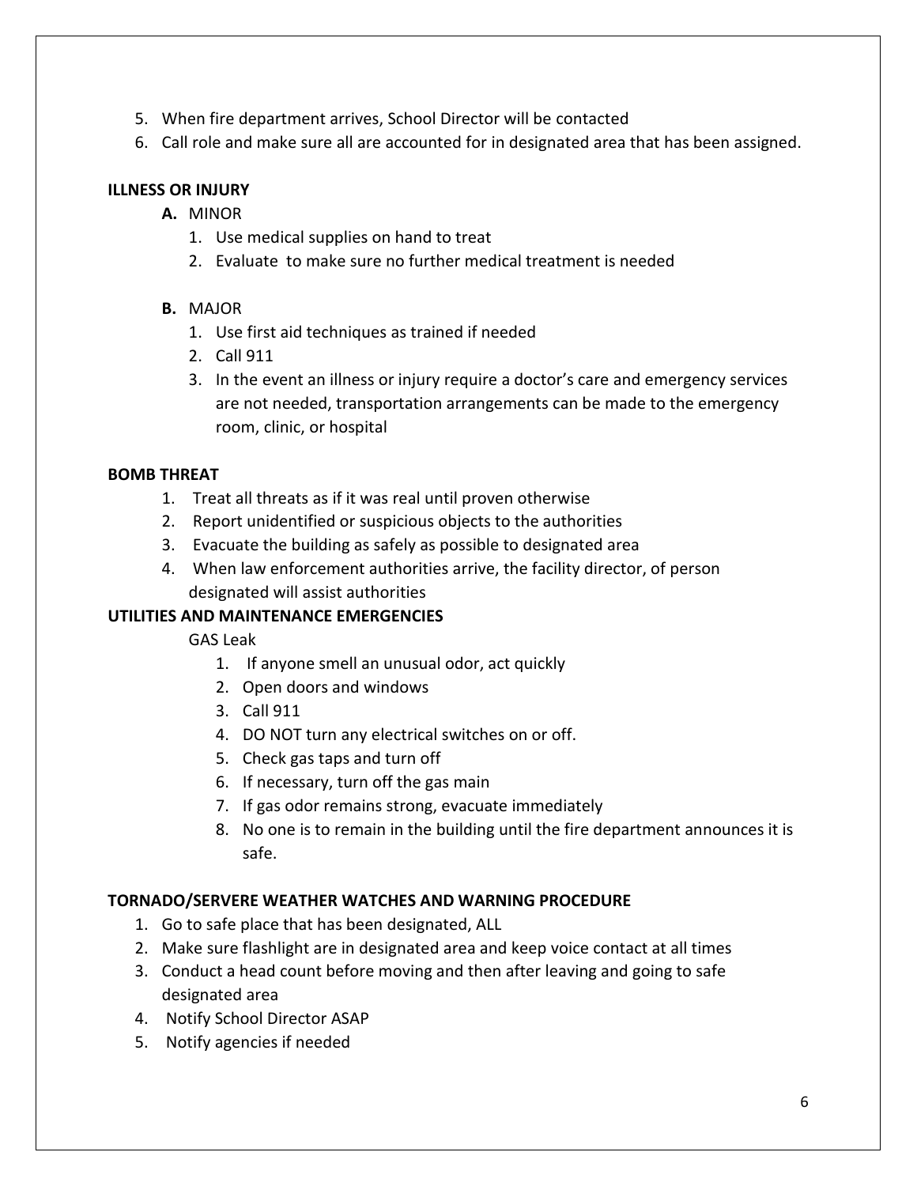5. When fire department arrives, School Director will be contacted
6. Call role and make sure all are accounted for in designated area that has been assigned.

**ILLNESS OR INJURY**

**A.** MINOR

1. Use medical supplies on hand to treat
2. Evaluate to make sure no further medical treatment is needed

**B.** MAJOR

1. Use first aid techniques as trained if needed
2. Call 911
3. In the event an illness or injury require a doctor's care and emergency services are not needed, transportation arrangements can be made to the emergency room, clinic, or hospital

**BOMB THREAT**

1. Treat all threats as if it was real until proven otherwise
2. Report unidentified or suspicious objects to the authorities
3. Evacuate the building as safely as possible to designated area
4. When law enforcement authorities arrive, the facility director, of person designated will assist authorities

**UTILITIES AND MAINTENANCE EMERGENCIES**

GAS Leak

1. If anyone smell an unusual odor, act quickly
2. Open doors and windows
3. Call 911
4. DO NOT turn any electrical switches on or off.
5. Check gas taps and turn off
6. If necessary, turn off the gas main
7. If gas odor remains strong, evacuate immediately
8. No one is to remain in the building until the fire department announces it is safe.

**TORNADO/SERVERE WEATHER WATCHES AND WARNING PROCEDURE**

1. Go to safe place that has been designated, ALL
2. Make sure flashlight are in designated area and keep voice contact at all times
3. Conduct a head count before moving and then after leaving and going to safe designated area
4. Notify School Director ASAP
5. Notify agencies if needed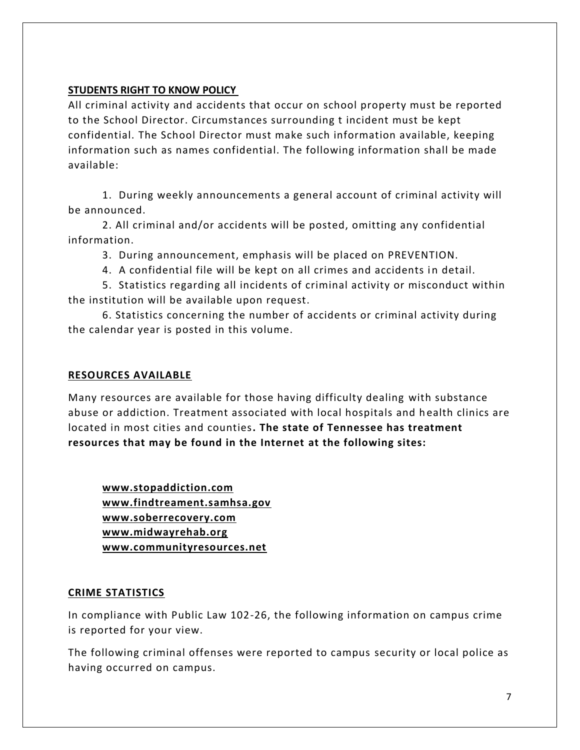**STUDENTS RIGHT TO KNOW POLICY**

All criminal activity and accidents that occur on school property must be reported to the School Director. Circumstances surrounding t incident must be kept confidential. The School Director must make such information available, keeping information such as names confidential. The following information shall be made available:

1. During weekly announcements a general account of criminal activity will be announced.
2. All criminal and/or accidents will be posted, omitting any confidential information.
3. During announcement, emphasis will be placed on PREVENTION.
4. A confidential file will be kept on all crimes and accidents in detail.
5. Statistics regarding all incidents of criminal activity or misconduct within the institution will be available upon request.
6. Statistics concerning the number of accidents or criminal activity during the calendar year is posted in this volume.

**RESOURCES AVAILABLE**

Many resources are available for those having difficulty dealing with substance abuse or addiction. Treatment associated with local hospitals and health clinics are located in most cities and counties**. The state of Tennessee has treatment resources that may be found in the Internet at the following sites:**

**www.stopaddiction.com**
**www.findtreament.samhsa.gov**
**www.soberrecovery.com**
**www.midwayrehab.org**
**www.communityresources.net**

**CRIME STATISTICS**

In compliance with Public Law 102-26, the following information on campus crime is reported for your view.

The following criminal offenses were reported to campus security or local police as having occurred on campus.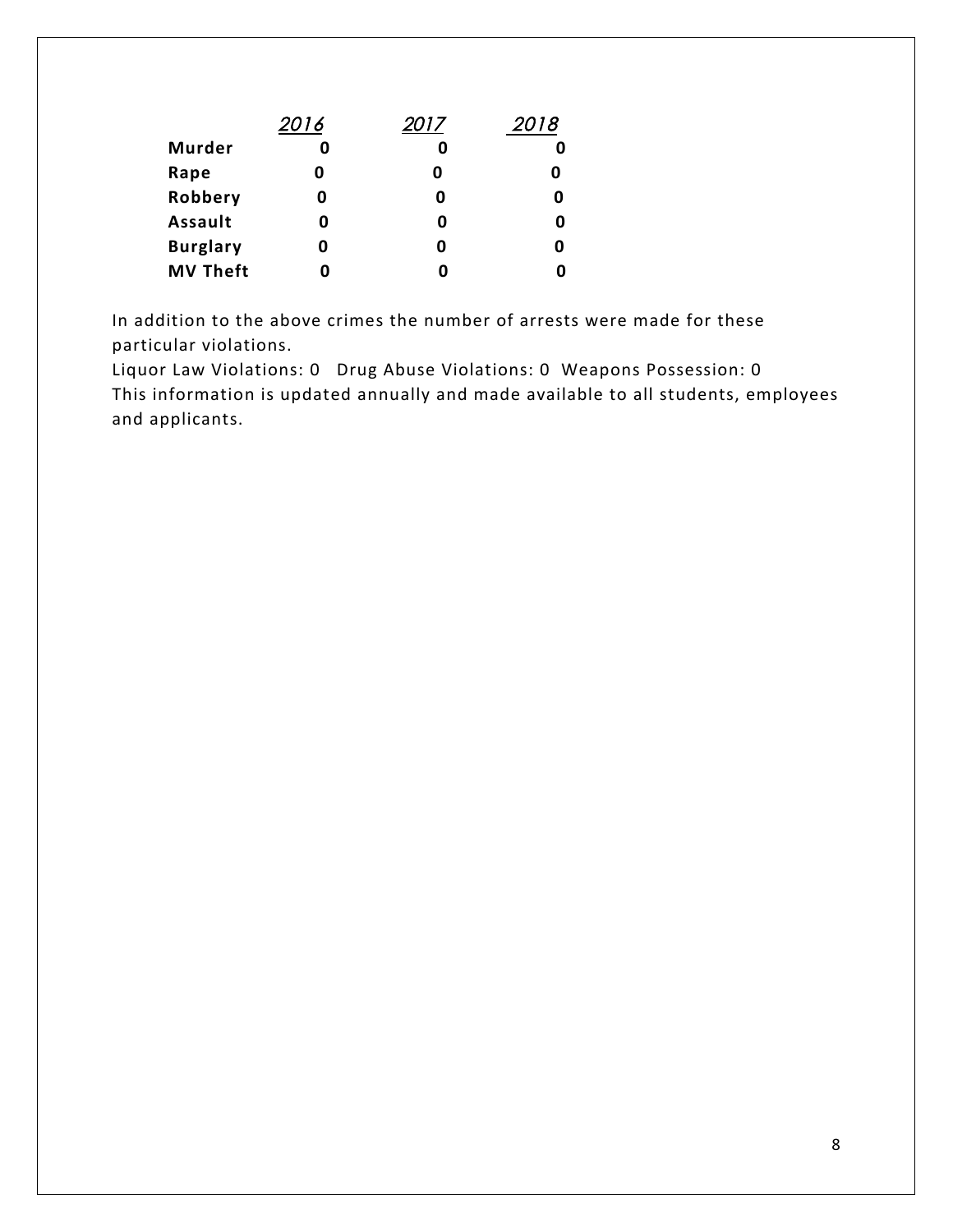| | 2016 | 2017 | 2018 |
|---|---|---|---|
| **Murder** | **0** | **0** | **0** |
| **Rape** | **0** | **0** | **0** |
| **Robbery** | **0** | **0** | **0** |
| **Assault** | **0** | **0** | **0** |
| **Burglary** | **0** | **0** | **0** |
| **MV Theft** | **0** | **0** | **0** |

In addition to the above crimes the number of arrests were made for these particular violations.

Liquor Law Violations: 0 Drug Abuse Violations: 0 Weapons Possession: 0

This information is updated annually and made available to all students, employees and applicants.